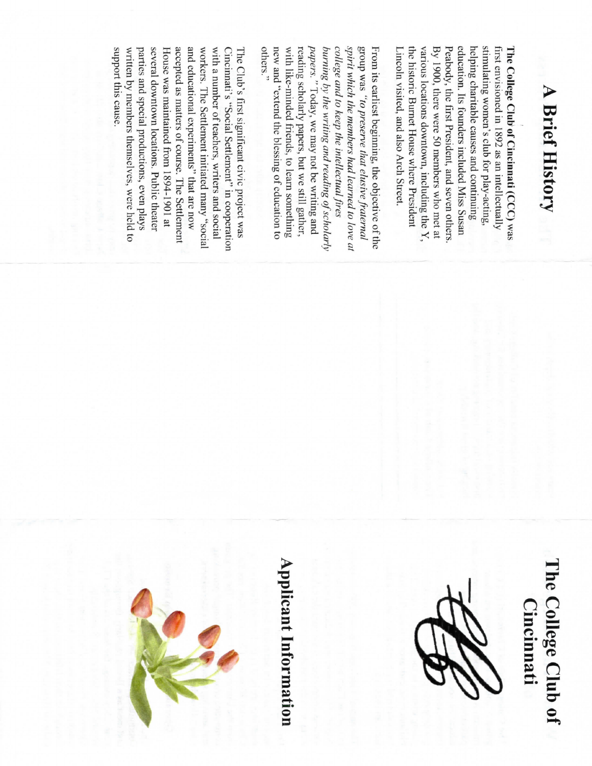# A Brief History

**The College Club of Cincinnati** (CCC) was first envisioned in 1892 as an intellectually stimulating women's club for play-acting, helping charitable causes and continuing education. Its founders included Miss Susan Peabody, the first President, and seven others. By 1900, there were 50 members who met at various locations downtown, including the Y, the historic Burnet House where President Lincoln visited, and also Arch Street.

From its earliest beginning, the objective of the group was *"to preserve that elusive fraternal spirit which the members had learned to love at college and to keep the intellectual fires burning by the writing and reading of scholarly papers."* Today, we may not be writing and reading scholarly papers, but we still gather, with like-minded friends, to learn something new and "extend the blessing of education to others."

The Club's first significant civic project was Cincinnati's "Social Settlement" in cooperation with a number of teachers, writers and social workers. The Settlement initiated many "social and educational experiments" that are now accepted as matters of course. The Settlement House was maintained from 1894-1901 at several downtown locations. Public theater parties and special productions, even plays written by members themselves, were held to support this cause.

# The College Club of Cincinnati

# Applicant Information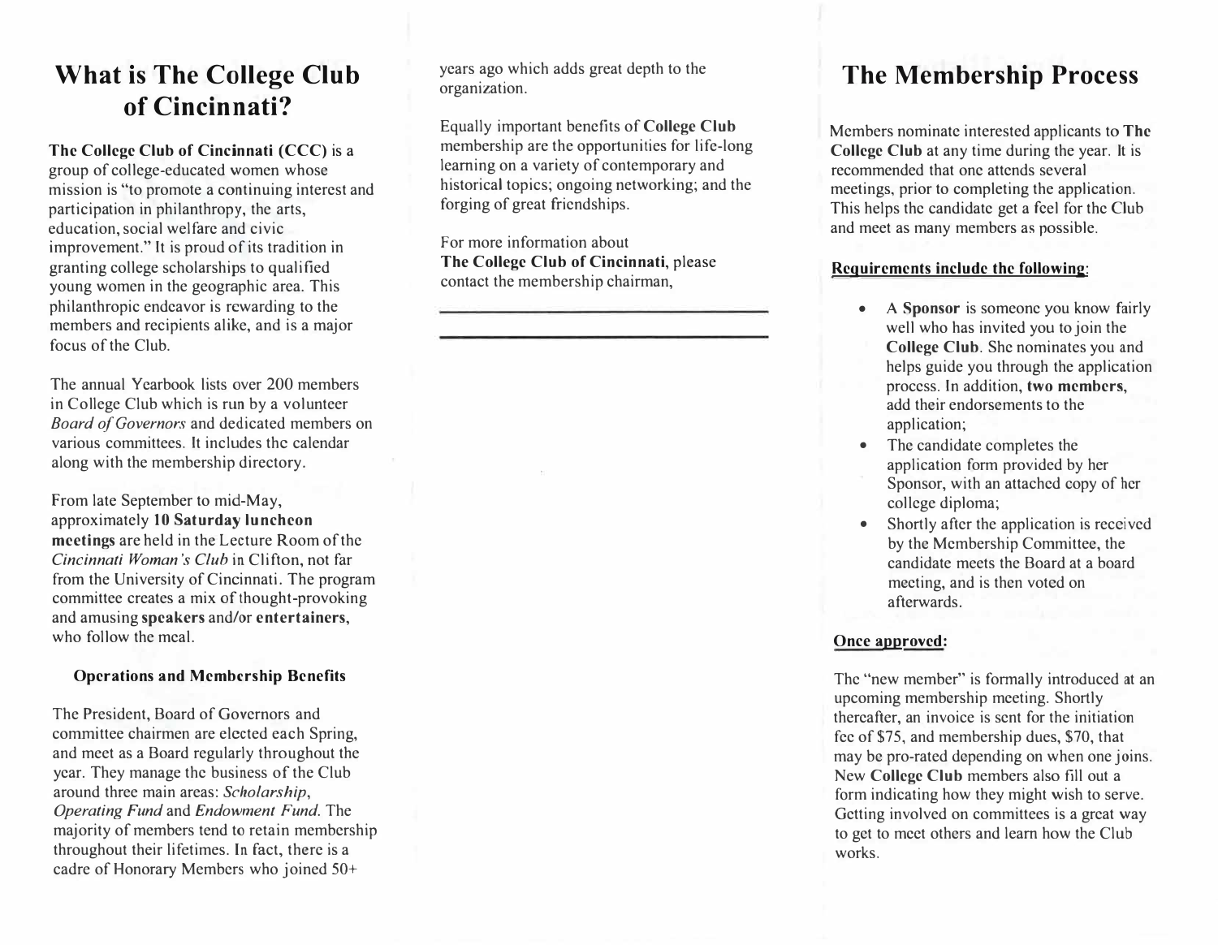# What is The College Club of Cincinnati?

**The College Club of Cincinnati (CCC)** is a group of college-educated women whose mission is "to promote a continuing interest and participation in philanthropy, the arts, education, social welfare and civic improvement." It is proud of its tradition in granting college scholarships to qualified young women in the geographic area. This philanthropic endeavor is rewarding to the members and recipients alike, and is a major focus of the Club.

The annual Yearbook lists over 200 members in College Club which is run by a volunteer *Board of Governors* and dedicated members on various committees. It includes the calendar along with the membership directory.

From late September to mid-May, approximately **10 Saturday luncheon meetings** are held in the Lecture Room of the *Cincinnati Woman's Club* in Clifton, not far from the University of Cincinnati. The program committee creates a mix of thought-provoking and amusing **speakers** and/or **entertainers**, who follow the meal.

### Operations and Membership Benefits

The President, Board of Governors and committee chairmen are elected each Spring, and meet as a Board regularly throughout the year. They manage the business of the Club around three main areas: *Scholarship*, *Operating Fund* and *Endowment Fund*. The majority of members tend to retain membership throughout their lifetimes. In fact, there is a cadre of Honorary Members who joined 50+ years ago which adds great depth to the organization.

Equally important benefits of **College Club** membership are the opportunities for life-long learning on a variety of contemporary and historical topics; ongoing networking; and the forging of great friendships.

For more information about **The College Club of Cincinnati**, please contact the membership chairman,

______________________________

______________________________

# The Membership Process

Members nominate interested applicants to **The College Club** at any time during the year. It is recommended that one attends several meetings, prior to completing the application. This helps the candidate get a feel for the Club and meet as many members as possible.

**Requirements include the following:**

- A **Sponsor** is someone you know fairly well who has invited you to join the **College Club**. She nominates you and helps guide you through the application process. In addition, **two members**, add their endorsements to the application;
- The candidate completes the application form provided by her Sponsor, with an attached copy of her college diploma;
- Shortly after the application is received by the Membership Committee, the candidate meets the Board at a board meeting, and is then voted on afterwards.

**Once approved:**

The "new member" is formally introduced at an upcoming membership meeting. Shortly thereafter, an invoice is sent for the initiation fee of $75, and membership dues, $70, that may be pro-rated depending on when one joins. New **College Club** members also fill out a form indicating how they might wish to serve. Getting involved on committees is a great way to get to meet others and learn how the Club works.